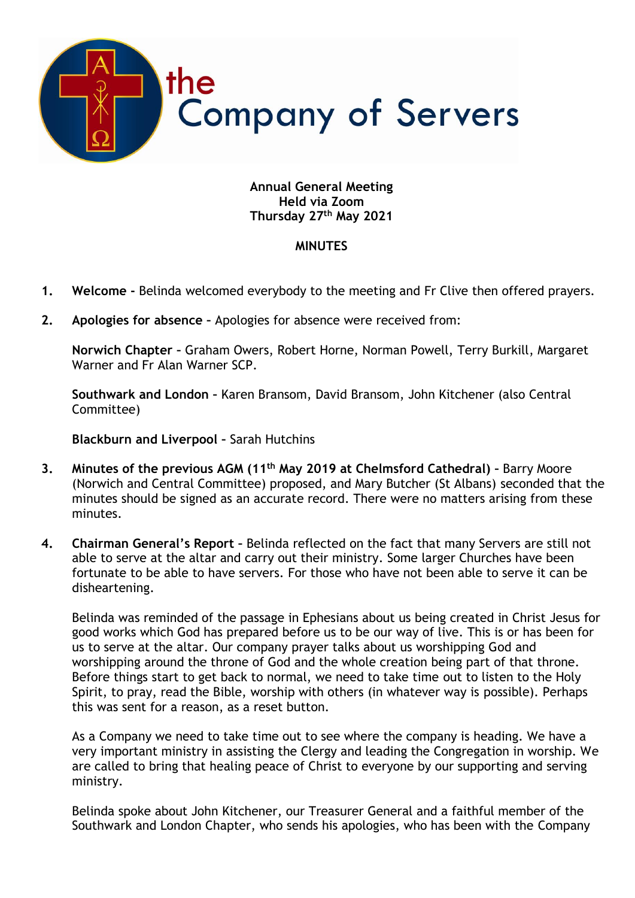# the Company of Servers

**Annual General Meeting**
**Held via Zoom**
**Thursday 27th May 2021**

**MINUTES**

1. **Welcome -** Belinda welcomed everybody to the meeting and Fr Clive then offered prayers.

2. **Apologies for absence -** Apologies for absence were received from:

   **Norwich Chapter -** Graham Owers, Robert Horne, Norman Powell, Terry Burkill, Margaret Warner and Fr Alan Warner SCP.

   **Southwark and London -** Karen Bransom, David Bransom, John Kitchener (also Central Committee)

   **Blackburn and Liverpool -** Sarah Hutchins

3. **Minutes of the previous AGM (11th May 2019 at Chelmsford Cathedral) -** Barry Moore (Norwich and Central Committee) proposed, and Mary Butcher (St Albans) seconded that the minutes should be signed as an accurate record. There were no matters arising from these minutes.

4. **Chairman General's Report -** Belinda reflected on the fact that many Servers are still not able to serve at the altar and carry out their ministry. Some larger Churches have been fortunate to be able to have servers. For those who have not been able to serve it can be disheartening.

   Belinda was reminded of the passage in Ephesians about us being created in Christ Jesus for good works which God has prepared before us to be our way of live. This is or has been for us to serve at the altar. Our company prayer talks about us worshipping God and worshipping around the throne of God and the whole creation being part of that throne. Before things start to get back to normal, we need to take time out to listen to the Holy Spirit, to pray, read the Bible, worship with others (in whatever way is possible). Perhaps this was sent for a reason, as a reset button.

   As a Company we need to take time out to see where the company is heading. We have a very important ministry in assisting the Clergy and leading the Congregation in worship. We are called to bring that healing peace of Christ to everyone by our supporting and serving ministry.

   Belinda spoke about John Kitchener, our Treasurer General and a faithful member of the Southwark and London Chapter, who sends his apologies, who has been with the Company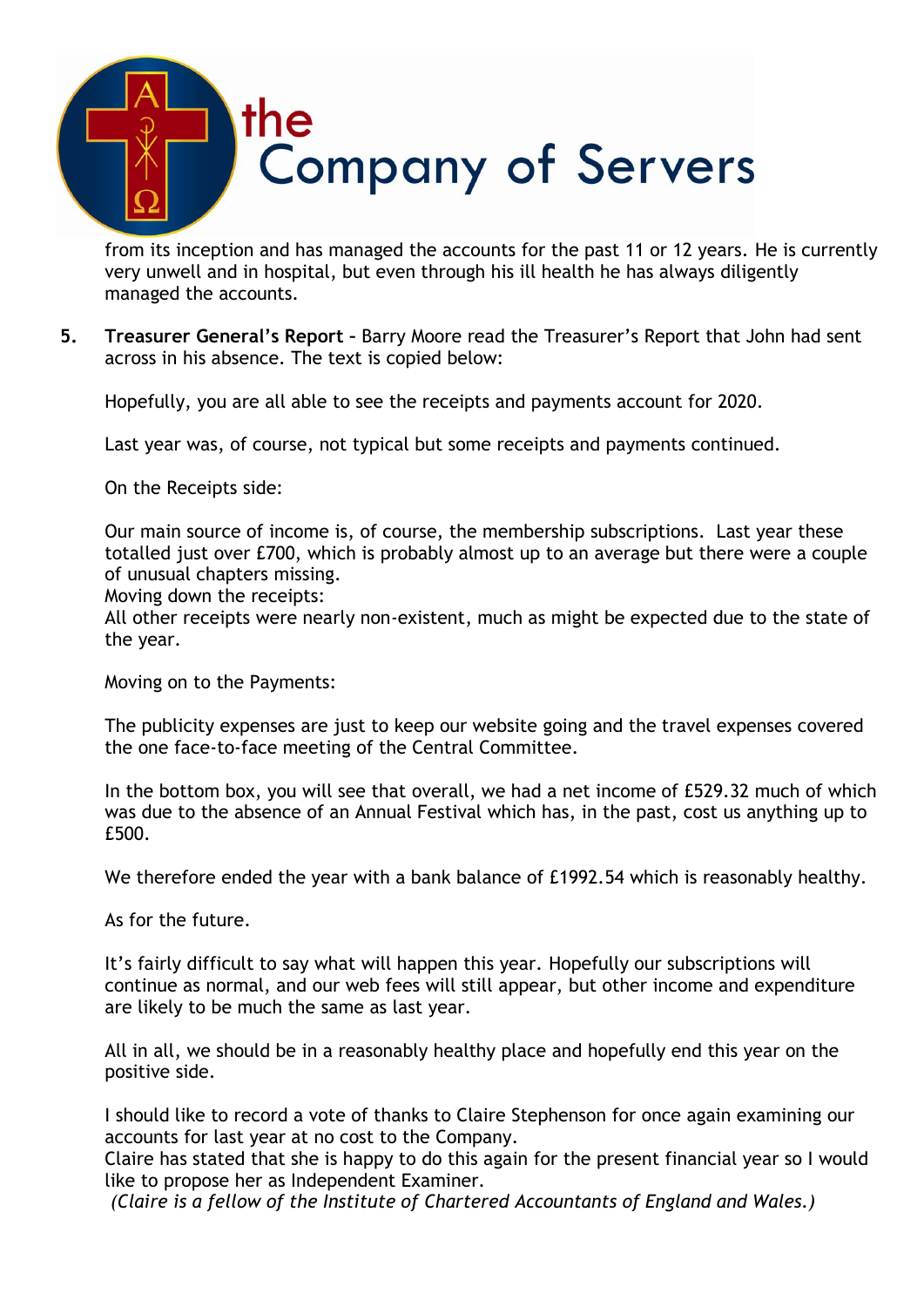from its inception and has managed the accounts for the past 11 or 12 years. He is currently very unwell and in hospital, but even through his ill health he has always diligently managed the accounts.

5. **Treasurer General's Report** – Barry Moore read the Treasurer's Report that John had sent across in his absence. The text is copied below:

   Hopefully, you are all able to see the receipts and payments account for 2020.

   Last year was, of course, not typical but some receipts and payments continued.

   On the Receipts side:

   Our main source of income is, of course, the membership subscriptions. Last year these totalled just over £700, which is probably almost up to an average but there were a couple of unusual chapters missing.
   Moving down the receipts:
   All other receipts were nearly non-existent, much as might be expected due to the state of the year.

   Moving on to the Payments:

   The publicity expenses are just to keep our website going and the travel expenses covered the one face-to-face meeting of the Central Committee.

   In the bottom box, you will see that overall, we had a net income of £529.32 much of which was due to the absence of an Annual Festival which has, in the past, cost us anything up to £500.

   We therefore ended the year with a bank balance of £1992.54 which is reasonably healthy.

   As for the future.

   It's fairly difficult to say what will happen this year. Hopefully our subscriptions will continue as normal, and our web fees will still appear, but other income and expenditure are likely to be much the same as last year.

   All in all, we should be in a reasonably healthy place and hopefully end this year on the positive side.

   I should like to record a vote of thanks to Claire Stephenson for once again examining our accounts for last year at no cost to the Company.
   Claire has stated that she is happy to do this again for the present financial year so I would like to propose her as Independent Examiner.
   *(Claire is a fellow of the Institute of Chartered Accountants of England and Wales.)*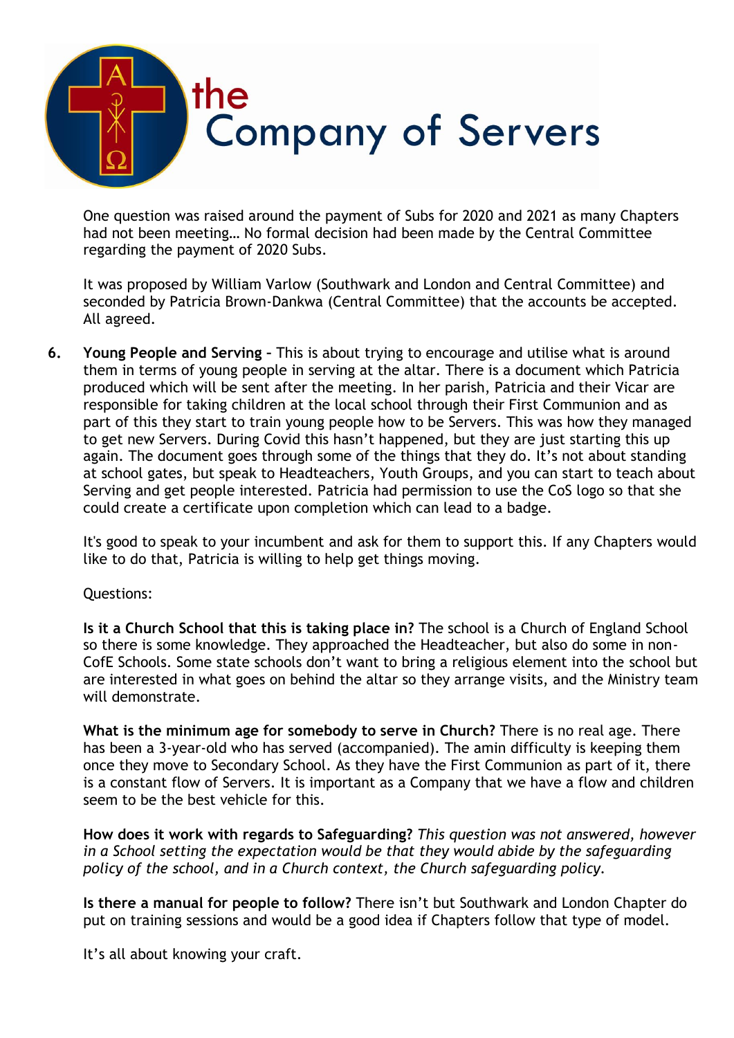One question was raised around the payment of Subs for 2020 and 2021 as many Chapters had not been meeting… No formal decision had been made by the Central Committee regarding the payment of 2020 Subs.

It was proposed by William Varlow (Southwark and London and Central Committee) and seconded by Patricia Brown-Dankwa (Central Committee) that the accounts be accepted. All agreed.

6. **Young People and Serving –** This is about trying to encourage and utilise what is around them in terms of young people in serving at the altar. There is a document which Patricia produced which will be sent after the meeting. In her parish, Patricia and their Vicar are responsible for taking children at the local school through their First Communion and as part of this they start to train young people how to be Servers. This was how they managed to get new Servers. During Covid this hasn't happened, but they are just starting this up again. The document goes through some of the things that they do. It's not about standing at school gates, but speak to Headteachers, Youth Groups, and you can start to teach about Serving and get people interested. Patricia had permission to use the CoS logo so that she could create a certificate upon completion which can lead to a badge.

   It's good to speak to your incumbent and ask for them to support this. If any Chapters would like to do that, Patricia is willing to help get things moving.

   Questions:

   **Is it a Church School that this is taking place in?** The school is a Church of England School so there is some knowledge. They approached the Headteacher, but also do some in non-CofE Schools. Some state schools don't want to bring a religious element into the school but are interested in what goes on behind the altar so they arrange visits, and the Ministry team will demonstrate.

   **What is the minimum age for somebody to serve in Church?** There is no real age. There has been a 3-year-old who has served (accompanied). The amin difficulty is keeping them once they move to Secondary School. As they have the First Communion as part of it, there is a constant flow of Servers. It is important as a Company that we have a flow and children seem to be the best vehicle for this.

   **How does it work with regards to Safeguarding?** *This question was not answered, however in a School setting the expectation would be that they would abide by the safeguarding policy of the school, and in a Church context, the Church safeguarding policy.*

   **Is there a manual for people to follow?** There isn't but Southwark and London Chapter do put on training sessions and would be a good idea if Chapters follow that type of model.

   It's all about knowing your craft.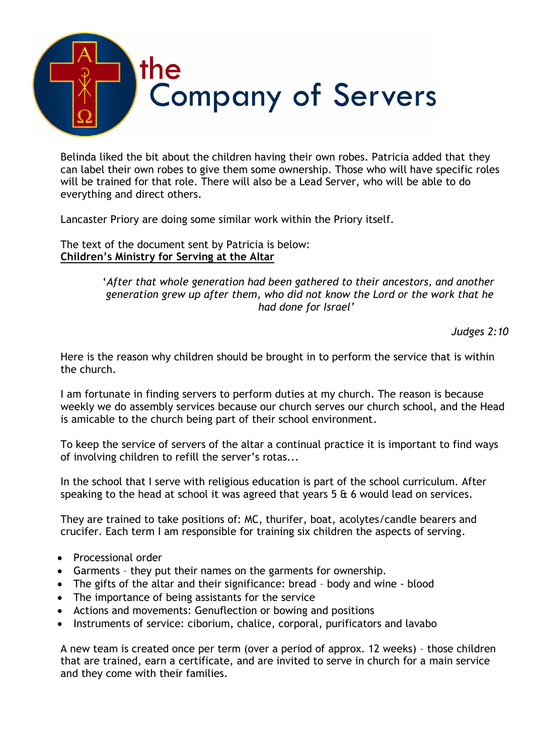# the Company of Servers

Belinda liked the bit about the children having their own robes. Patricia added that they can label their own robes to give them some ownership. Those who will have specific roles will be trained for that role. There will also be a Lead Server, who will be able to do everything and direct others.

Lancaster Priory are doing some similar work within the Priory itself.

The text of the document sent by Patricia is below:
**Children's Ministry for Serving at the Altar**

> '*After that whole generation had been gathered to their ancestors, and another generation grew up after them, who did not know the Lord or the work that he had done for Israel*'
>
> *Judges 2:10*

Here is the reason why children should be brought in to perform the service that is within the church.

I am fortunate in finding servers to perform duties at my church. The reason is because weekly we do assembly services because our church serves our church school, and the Head is amicable to the church being part of their school environment.

To keep the service of servers of the altar a continual practice it is important to find ways of involving children to refill the server's rotas...

In the school that I serve with religious education is part of the school curriculum. After speaking to the head at school it was agreed that years 5 & 6 would lead on services.

They are trained to take positions of: MC, thurifer, boat, acolytes/candle bearers and crucifer. Each term I am responsible for training six children the aspects of serving.

- Processional order
- Garments – they put their names on the garments for ownership.
- The gifts of the altar and their significance: bread – body and wine - blood
- The importance of being assistants for the service
- Actions and movements: Genuflection or bowing and positions
- Instruments of service: ciborium, chalice, corporal, purificators and lavabo

A new team is created once per term (over a period of approx. 12 weeks) – those children that are trained, earn a certificate, and are invited to serve in church for a main service and they come with their families.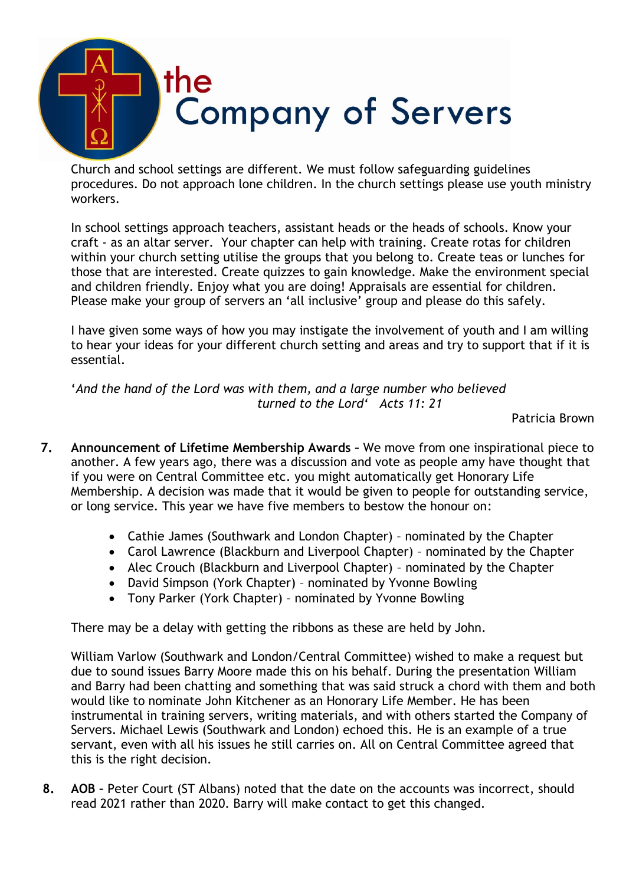Church and school settings are different. We must follow safeguarding guidelines procedures. Do not approach lone children. In the church settings please use youth ministry workers.

In school settings approach teachers, assistant heads or the heads of schools. Know your craft - as an altar server. Your chapter can help with training. Create rotas for children within your church setting utilise the groups that you belong to. Create teas or lunches for those that are interested. Create quizzes to gain knowledge. Make the environment special and children friendly. Enjoy what you are doing! Appraisals are essential for children. Please make your group of servers an 'all inclusive' group and please do this safely.

I have given some ways of how you may instigate the involvement of youth and I am willing to hear your ideas for your different church setting and areas and try to support that if it is essential.

*'And the hand of the Lord was with them, and a large number who believed turned to the Lord' Acts 11: 21*

Patricia Brown

7. **Announcement of Lifetime Membership Awards –** We move from one inspirational piece to another. A few years ago, there was a discussion and vote as people amy have thought that if you were on Central Committee etc. you might automatically get Honorary Life Membership. A decision was made that it would be given to people for outstanding service, or long service. This year we have five members to bestow the honour on:

   - Cathie James (Southwark and London Chapter) – nominated by the Chapter
   - Carol Lawrence (Blackburn and Liverpool Chapter) – nominated by the Chapter
   - Alec Crouch (Blackburn and Liverpool Chapter) – nominated by the Chapter
   - David Simpson (York Chapter) – nominated by Yvonne Bowling
   - Tony Parker (York Chapter) – nominated by Yvonne Bowling

   There may be a delay with getting the ribbons as these are held by John.

   William Varlow (Southwark and London/Central Committee) wished to make a request but due to sound issues Barry Moore made this on his behalf. During the presentation William and Barry had been chatting and something that was said struck a chord with them and both would like to nominate John Kitchener as an Honorary Life Member. He has been instrumental in training servers, writing materials, and with others started the Company of Servers. Michael Lewis (Southwark and London) echoed this. He is an example of a true servant, even with all his issues he still carries on. All on Central Committee agreed that this is the right decision.

8. **AOB –** Peter Court (ST Albans) noted that the date on the accounts was incorrect, should read 2021 rather than 2020. Barry will make contact to get this changed.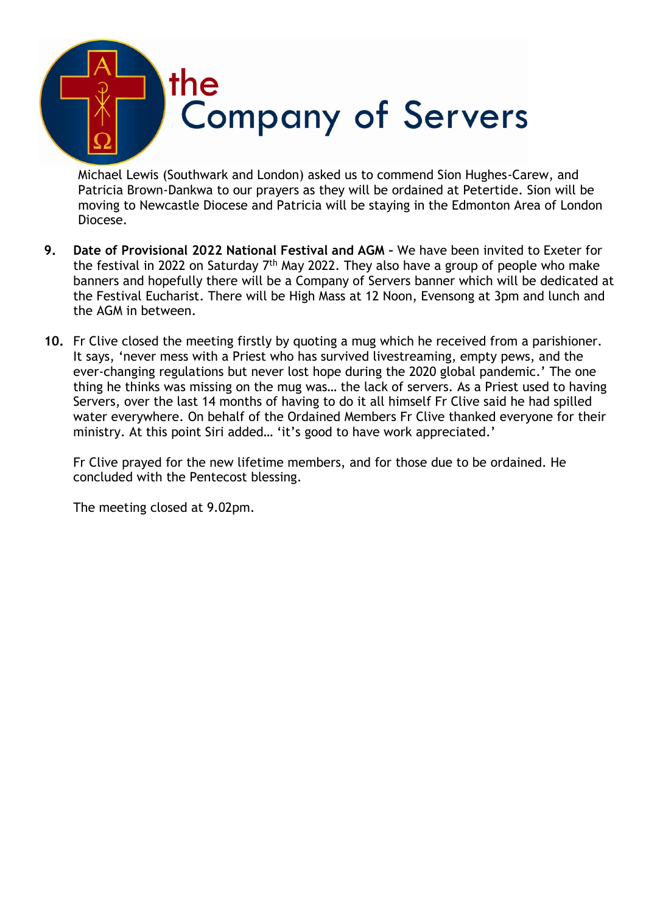Michael Lewis (Southwark and London) asked us to commend Sion Hughes-Carew, and Patricia Brown-Dankwa to our prayers as they will be ordained at Petertide. Sion will be moving to Newcastle Diocese and Patricia will be staying in the Edmonton Area of London Diocese.

9. **Date of Provisional 2022 National Festival and AGM** – We have been invited to Exeter for the festival in 2022 on Saturday 7th May 2022. They also have a group of people who make banners and hopefully there will be a Company of Servers banner which will be dedicated at the Festival Eucharist. There will be High Mass at 12 Noon, Evensong at 3pm and lunch and the AGM in between.

10. Fr Clive closed the meeting firstly by quoting a mug which he received from a parishioner. It says, 'never mess with a Priest who has survived livestreaming, empty pews, and the ever-changing regulations but never lost hope during the 2020 global pandemic.' The one thing he thinks was missing on the mug was… the lack of servers. As a Priest used to having Servers, over the last 14 months of having to do it all himself Fr Clive said he had spilled water everywhere. On behalf of the Ordained Members Fr Clive thanked everyone for their ministry. At this point Siri added… 'it's good to have work appreciated.'

    Fr Clive prayed for the new lifetime members, and for those due to be ordained. He concluded with the Pentecost blessing.

    The meeting closed at 9.02pm.